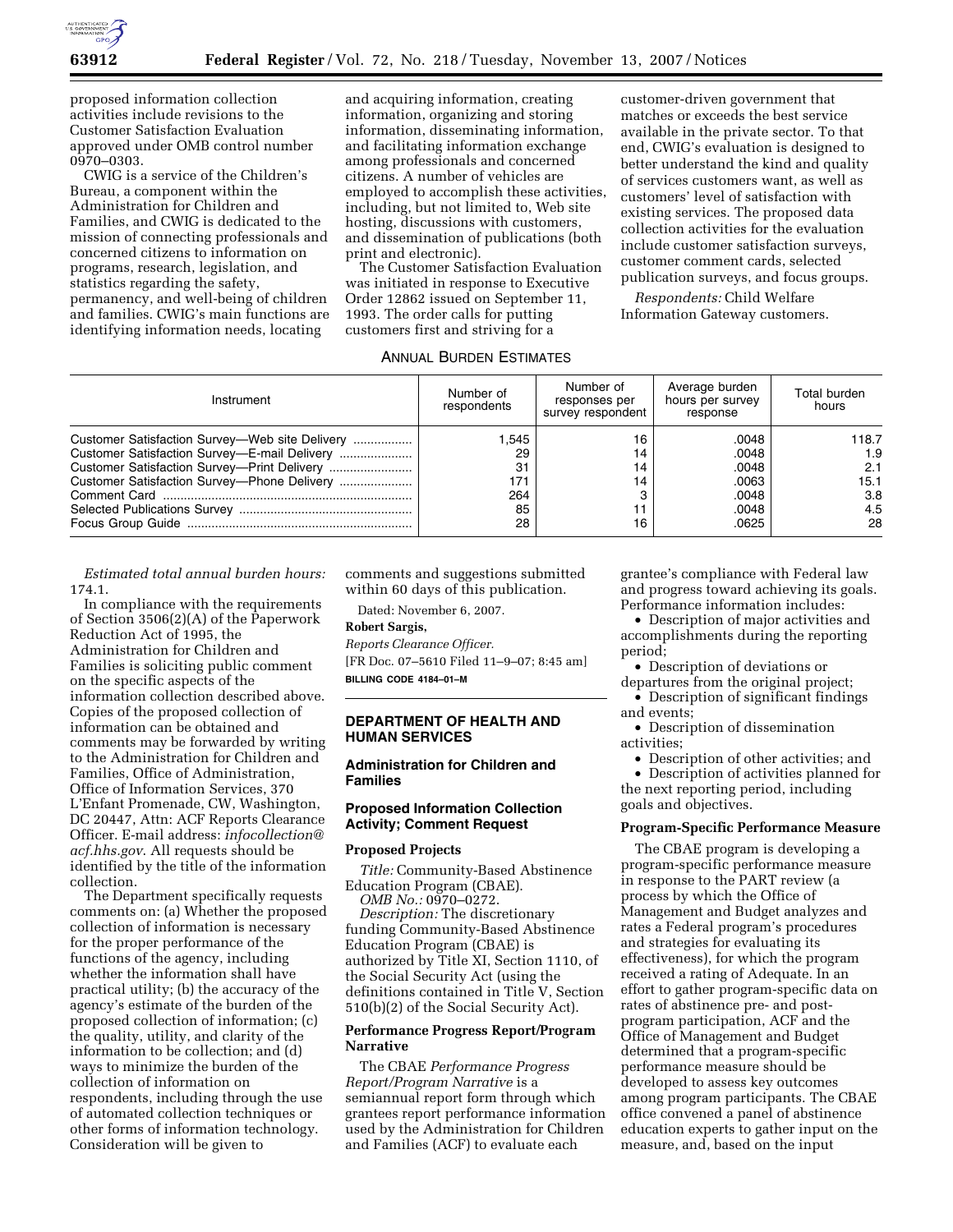proposed information collection activities include revisions to the Customer Satisfaction Evaluation approved under OMB control number 0970–0303.

CWIG is a service of the Children's Bureau, a component within the Administration for Children and Families, and CWIG is dedicated to the mission of connecting professionals and concerned citizens to information on programs, research, legislation, and statistics regarding the safety, permanency, and well-being of children and families. CWIG's main functions are identifying information needs, locating and acquiring information, creating information, organizing and storing information, disseminating information, and facilitating information exchange among professionals and concerned citizens. A number of vehicles are employed to accomplish these activities, including, but not limited to, Web site hosting, discussions with customers, and dissemination of publications (both print and electronic).

The Customer Satisfaction Evaluation was initiated in response to Executive Order 12862 issued on September 11, 1993. The order calls for putting customers first and striving for a customer-driven government that matches or exceeds the best service available in the private sector. To that end, CWIG's evaluation is designed to better understand the kind and quality of services customers want, as well as customers' level of satisfaction with existing services. The proposed data collection activities for the evaluation include customer satisfaction surveys, customer comment cards, selected publication surveys, and focus groups.

*Respondents:* Child Welfare Information Gateway customers.

ANNUAL BURDEN ESTIMATES

| Instrument | Number of respondents | Number of responses per survey respondent | Average burden hours per survey response | Total burden hours |
|---|---|---|---|---|
| Customer Satisfaction Survey—Web site Delivery | 1,545 | 16 | .0048 | 118.7 |
| Customer Satisfaction Survey—E-mail Delivery | 29 | 14 | .0048 | 1.9 |
| Customer Satisfaction Survey—Print Delivery | 31 | 14 | .0048 | 2.1 |
| Customer Satisfaction Survey—Phone Delivery | 171 | 14 | .0063 | 15.1 |
| Comment Card | 264 | 3 | .0048 | 3.8 |
| Selected Publications Survey | 85 | 11 | .0048 | 4.5 |
| Focus Group Guide | 28 | 16 | .0625 | 28 |

*Estimated total annual burden hours:* 174.1.

In compliance with the requirements of Section 3506(2)(A) of the Paperwork Reduction Act of 1995, the Administration for Children and Families is soliciting public comment on the specific aspects of the information collection described above. Copies of the proposed collection of information can be obtained and comments may be forwarded by writing to the Administration for Children and Families, Office of Administration, Office of Information Services, 370 L'Enfant Promenade, CW, Washington, DC 20447, Attn: ACF Reports Clearance Officer. E-mail address: *infocollection@acf.hhs.gov*. All requests should be identified by the title of the information collection.

The Department specifically requests comments on: (a) Whether the proposed collection of information is necessary for the proper performance of the functions of the agency, including whether the information shall have practical utility; (b) the accuracy of the agency's estimate of the burden of the proposed collection of information; (c) the quality, utility, and clarity of the information to be collection; and (d) ways to minimize the burden of the collection of information on respondents, including through the use of automated collection techniques or other forms of information technology. Consideration will be given to comments and suggestions submitted within 60 days of this publication.

Dated: November 6, 2007.

**Robert Sargis,**

*Reports Clearance Officer.*

[FR Doc. 07–5610 Filed 11–9–07; 8:45 am]

**BILLING CODE 4184–01–M**

## DEPARTMENT OF HEALTH AND HUMAN SERVICES

### Administration for Children and Families

### Proposed Information Collection Activity; Comment Request

#### Proposed Projects

*Title:* Community-Based Abstinence Education Program (CBAE).

*OMB No.:* 0970–0272.

*Description:* The discretionary funding Community-Based Abstinence Education Program (CBAE) is authorized by Title XI, Section 1110, of the Social Security Act (using the definitions contained in Title V, Section 510(b)(2) of the Social Security Act).

#### Performance Progress Report/Program Narrative

The CBAE *Performance Progress Report/Program Narrative* is a semiannual report form through which grantees report performance information used by the Administration for Children and Families (ACF) to evaluate each grantee's compliance with Federal law and progress toward achieving its goals. Performance information includes:

- Description of major activities and accomplishments during the reporting period;
- Description of deviations or departures from the original project;
- Description of significant findings and events;
- Description of dissemination activities;
- Description of other activities; and
- Description of activities planned for the next reporting period, including goals and objectives.

#### Program-Specific Performance Measure

The CBAE program is developing a program-specific performance measure in response to the PART review (a process by which the Office of Management and Budget analyzes and rates a Federal program's procedures and strategies for evaluating its effectiveness), for which the program received a rating of Adequate. In an effort to gather program-specific data on rates of abstinence pre- and post-program participation, ACF and the Office of Management and Budget determined that a program-specific performance measure should be developed to assess key outcomes among program participants. The CBAE office convened a panel of abstinence education experts to gather input on the measure, and, based on the input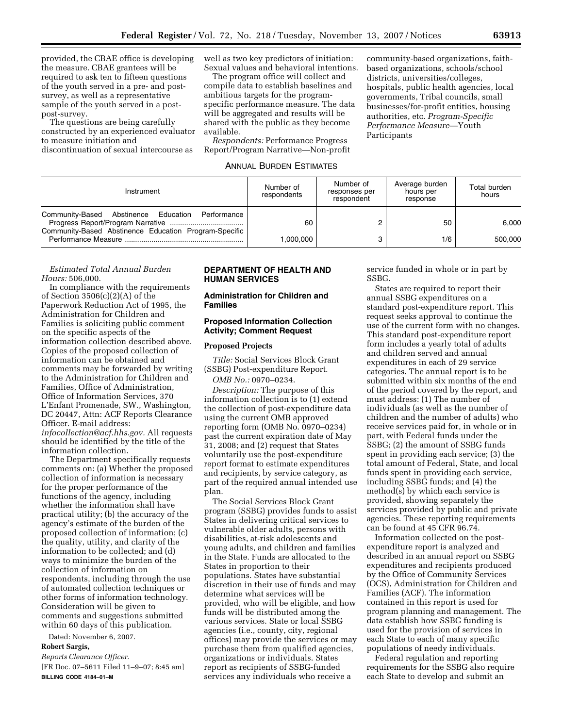provided, the CBAE office is developing the measure. CBAE grantees will be required to ask ten to fifteen questions of the youth served in a pre- and post-survey, as well as a representative sample of the youth served in a post-post-survey.

The questions are being carefully constructed by an experienced evaluator to measure initiation and discontinuation of sexual intercourse as well as two key predictors of initiation: Sexual values and behavioral intentions.

The program office will collect and compile data to establish baselines and ambitious targets for the program-specific performance measure. The data will be aggregated and results will be shared with the public as they become available.

*Respondents:* Performance Progress Report/Program Narrative—Non-profit community-based organizations, faith-based organizations, schools/school districts, universities/colleges, hospitals, public health agencies, local governments, Tribal councils, small businesses/for-profit entities, housing authorities, etc. *Program-Specific Performance Measure*—Youth Participants

ANNUAL BURDEN ESTIMATES

| Instrument | Number of respondents | Number of responses per respondent | Average burden hours per response | Total burden hours |
|---|---|---|---|---|
| Community-Based Abstinence Education Performance Progress Report/Program Narrative | 60 | 2 | 50 | 6,000 |
| Community-Based Abstinence Education Program-Specific Performance Measure | 1,000,000 | 3 | 1/6 | 500,000 |

*Estimated Total Annual Burden Hours:* 506,000.

In compliance with the requirements of Section 3506(c)(2)(A) of the Paperwork Reduction Act of 1995, the Administration for Children and Families is soliciting public comment on the specific aspects of the information collection described above. Copies of the proposed collection of information can be obtained and comments may be forwarded by writing to the Administration for Children and Families, Office of Administration, Office of Information Services, 370 L'Enfant Promenade, SW., Washington, DC 20447, Attn: ACF Reports Clearance Officer. E-mail address: *infocollection@acf.hhs.gov.* All requests should be identified by the title of the information collection.

The Department specifically requests comments on: (a) Whether the proposed collection of information is necessary for the proper performance of the functions of the agency, including whether the information shall have practical utility; (b) the accuracy of the agency's estimate of the burden of the proposed collection of information; (c) the quality, utility, and clarity of the information to be collected; and (d) ways to minimize the burden of the collection of information on respondents, including through the use of automated collection techniques or other forms of information technology. Consideration will be given to comments and suggestions submitted within 60 days of this publication.

Dated: November 6, 2007.

**Robert Sargis,**

*Reports Clearance Officer.*

[FR Doc. 07–5611 Filed 11–9–07; 8:45 am]

**BILLING CODE 4184–01–M**

## DEPARTMENT OF HEALTH AND HUMAN SERVICES

### Administration for Children and Families

### Proposed Information Collection Activity; Comment Request

#### Proposed Projects

*Title:* Social Services Block Grant (SSBG) Post-expenditure Report.

*OMB No.:* 0970–0234.

*Description:* The purpose of this information collection is to (1) extend the collection of post-expenditure data using the current OMB approved reporting form (OMB No. 0970–0234) past the current expiration date of May 31, 2008; and (2) request that States voluntarily use the post-expenditure report format to estimate expenditures and recipients, by service category, as part of the required annual intended use plan.

The Social Services Block Grant program (SSBG) provides funds to assist States in delivering critical services to vulnerable older adults, persons with disabilities, at-risk adolescents and young adults, and children and families in the State. Funds are allocated to the States in proportion to their populations. States have substantial discretion in their use of funds and may determine what services will be provided, who will be eligible, and how funds will be distributed among the various services. State or local SSBG agencies (i.e., county, city, regional offices) may provide the services or may purchase them from qualified agencies, organizations or individuals. States report as recipients of SSBG-funded services any individuals who receive a service funded in whole or in part by SSBG.

States are required to report their annual SSBG expenditures on a standard post-expenditure report. This request seeks approval to continue the use of the current form with no changes. This standard post-expenditure report form includes a yearly total of adults and children served and annual expenditures in each of 29 service categories. The annual report is to be submitted within six months of the end of the period covered by the report, and must address: (1) The number of individuals (as well as the number of children and the number of adults) who receive services paid for, in whole or in part, with Federal funds under the SSBG; (2) the amount of SSBG funds spent in providing each service; (3) the total amount of Federal, State, and local funds spent in providing each service, including SSBG funds; and (4) the method(s) by which each service is provided, showing separately the services provided by public and private agencies. These reporting requirements can be found at 45 CFR 96.74.

Information collected on the post-expenditure report is analyzed and described in an annual report on SSBG expenditures and recipients produced by the Office of Community Services (OCS), Administration for Children and Families (ACF). The information contained in this report is used for program planning and management. The data establish how SSBG funding is used for the provision of services in each State to each of many specific populations of needy individuals.

Federal regulation and reporting requirements for the SSBG also require each State to develop and submit an